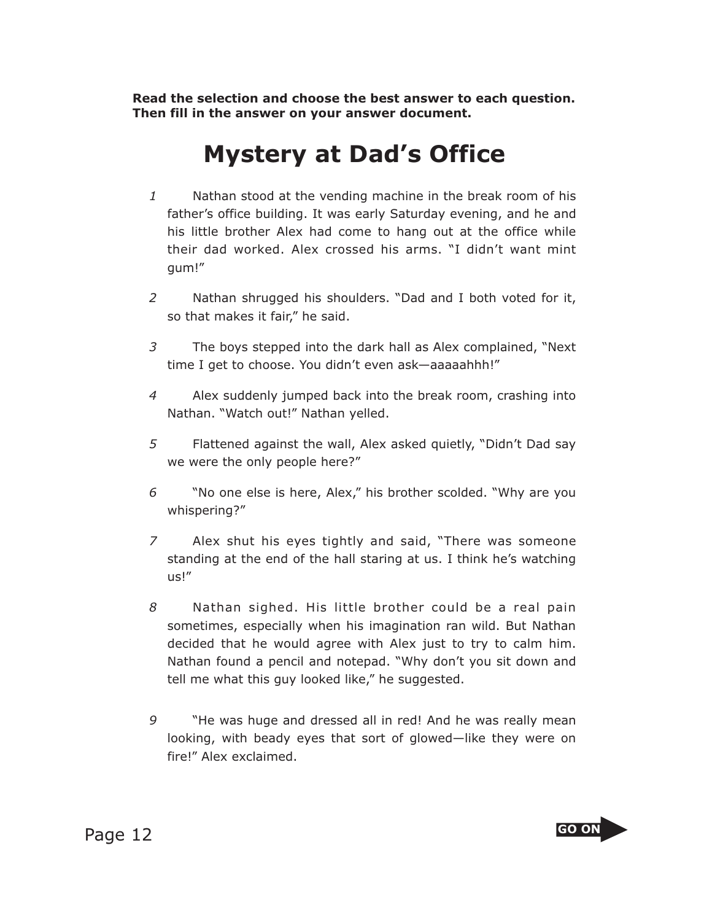**Read the selection and choose the best answer to each question. Then fill in the answer on your answer document.**

# Mystery at Dad's Office

*1* Nathan stood at the vending machine in the break room of his father's office building. It was early Saturday evening, and he and his little brother Alex had come to hang out at the office while their dad worked. Alex crossed his arms. "I didn't want mint gum!"

*2* Nathan shrugged his shoulders. "Dad and I both voted for it, so that makes it fair," he said.

*3* The boys stepped into the dark hall as Alex complained, "Next time I get to choose. You didn't even ask—aaaaahhh!"

*4* Alex suddenly jumped back into the break room, crashing into Nathan. "Watch out!" Nathan yelled.

*5* Flattened against the wall, Alex asked quietly, "Didn't Dad say we were the only people here?"

*6* "No one else is here, Alex," his brother scolded. "Why are you whispering?"

*7* Alex shut his eyes tightly and said, "There was someone standing at the end of the hall staring at us. I think he's watching us!"

*8* Nathan sighed. His little brother could be a real pain sometimes, especially when his imagination ran wild. But Nathan decided that he would agree with Alex just to try to calm him. Nathan found a pencil and notepad. "Why don't you sit down and tell me what this guy looked like," he suggested.

*9* "He was huge and dressed all in red! And he was really mean looking, with beady eyes that sort of glowed—like they were on fire!" Alex exclaimed.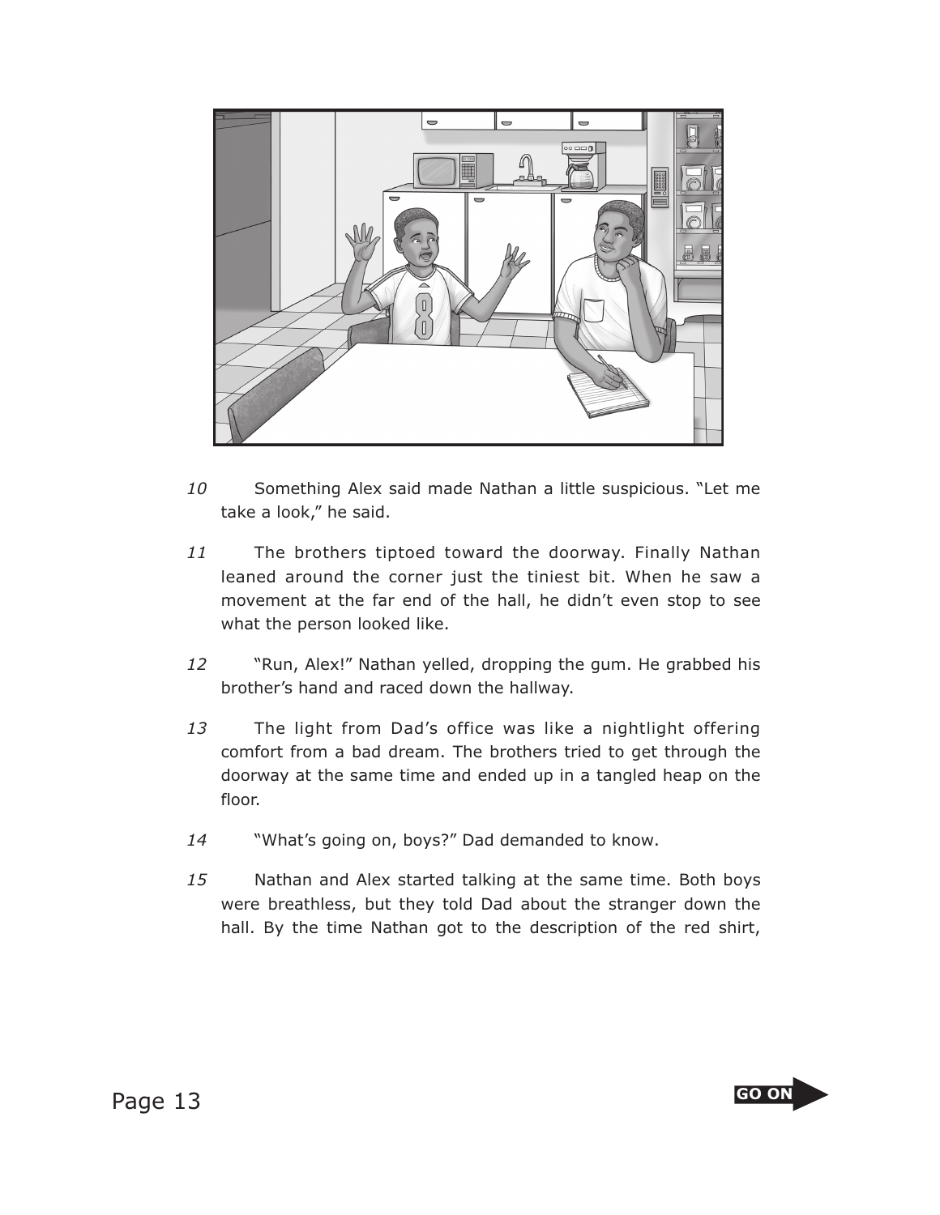10 Something Alex said made Nathan a little suspicious. "Let me take a look," he said.

11 The brothers tiptoed toward the doorway. Finally Nathan leaned around the corner just the tiniest bit. When he saw a movement at the far end of the hall, he didn't even stop to see what the person looked like.

12 "Run, Alex!" Nathan yelled, dropping the gum. He grabbed his brother's hand and raced down the hallway.

13 The light from Dad's office was like a nightlight offering comfort from a bad dream. The brothers tried to get through the doorway at the same time and ended up in a tangled heap on the floor.

14 "What's going on, boys?" Dad demanded to know.

15 Nathan and Alex started talking at the same time. Both boys were breathless, but they told Dad about the stranger down the hall. By the time Nathan got to the description of the red shirt,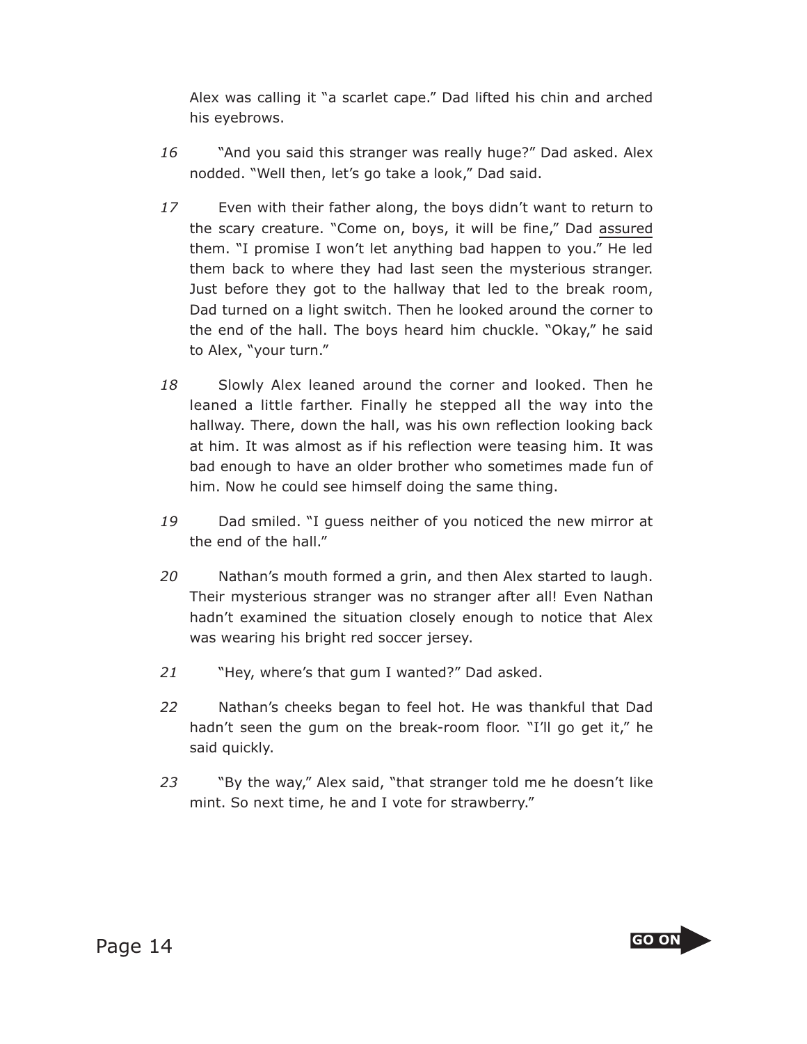Alex was calling it "a scarlet cape." Dad lifted his chin and arched his eyebrows.

16 "And you said this stranger was really huge?" Dad asked. Alex nodded. "Well then, let's go take a look," Dad said.

17 Even with their father along, the boys didn't want to return to the scary creature. "Come on, boys, it will be fine," Dad assured them. "I promise I won't let anything bad happen to you." He led them back to where they had last seen the mysterious stranger. Just before they got to the hallway that led to the break room, Dad turned on a light switch. Then he looked around the corner to the end of the hall. The boys heard him chuckle. "Okay," he said to Alex, "your turn."

18 Slowly Alex leaned around the corner and looked. Then he leaned a little farther. Finally he stepped all the way into the hallway. There, down the hall, was his own reflection looking back at him. It was almost as if his reflection were teasing him. It was bad enough to have an older brother who sometimes made fun of him. Now he could see himself doing the same thing.

19 Dad smiled. "I guess neither of you noticed the new mirror at the end of the hall."

20 Nathan's mouth formed a grin, and then Alex started to laugh. Their mysterious stranger was no stranger after all! Even Nathan hadn't examined the situation closely enough to notice that Alex was wearing his bright red soccer jersey.

21 "Hey, where's that gum I wanted?" Dad asked.

22 Nathan's cheeks began to feel hot. He was thankful that Dad hadn't seen the gum on the break-room floor. "I'll go get it," he said quickly.

23 "By the way," Alex said, "that stranger told me he doesn't like mint. So next time, he and I vote for strawberry."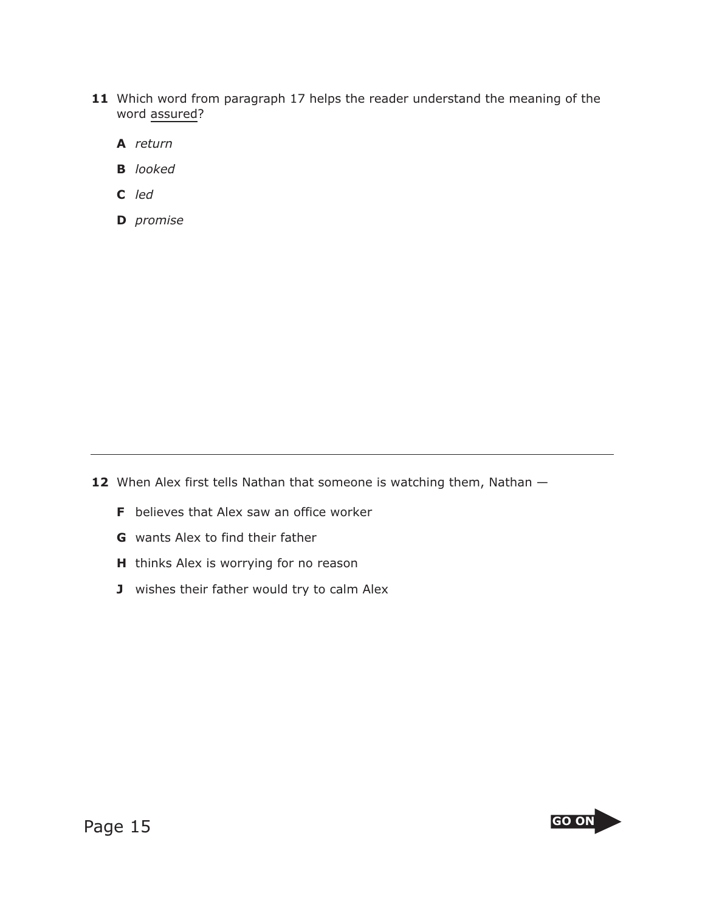**11** Which word from paragraph 17 helps the reader understand the meaning of the word <u>assured</u>?

**A** *return*

**B** *looked*

**C** *led*

**D** *promise*

---

**12** When Alex first tells Nathan that someone is watching them, Nathan —

**F** believes that Alex saw an office worker

**G** wants Alex to find their father

**H** thinks Alex is worrying for no reason

**J** wishes their father would try to calm Alex

GO ON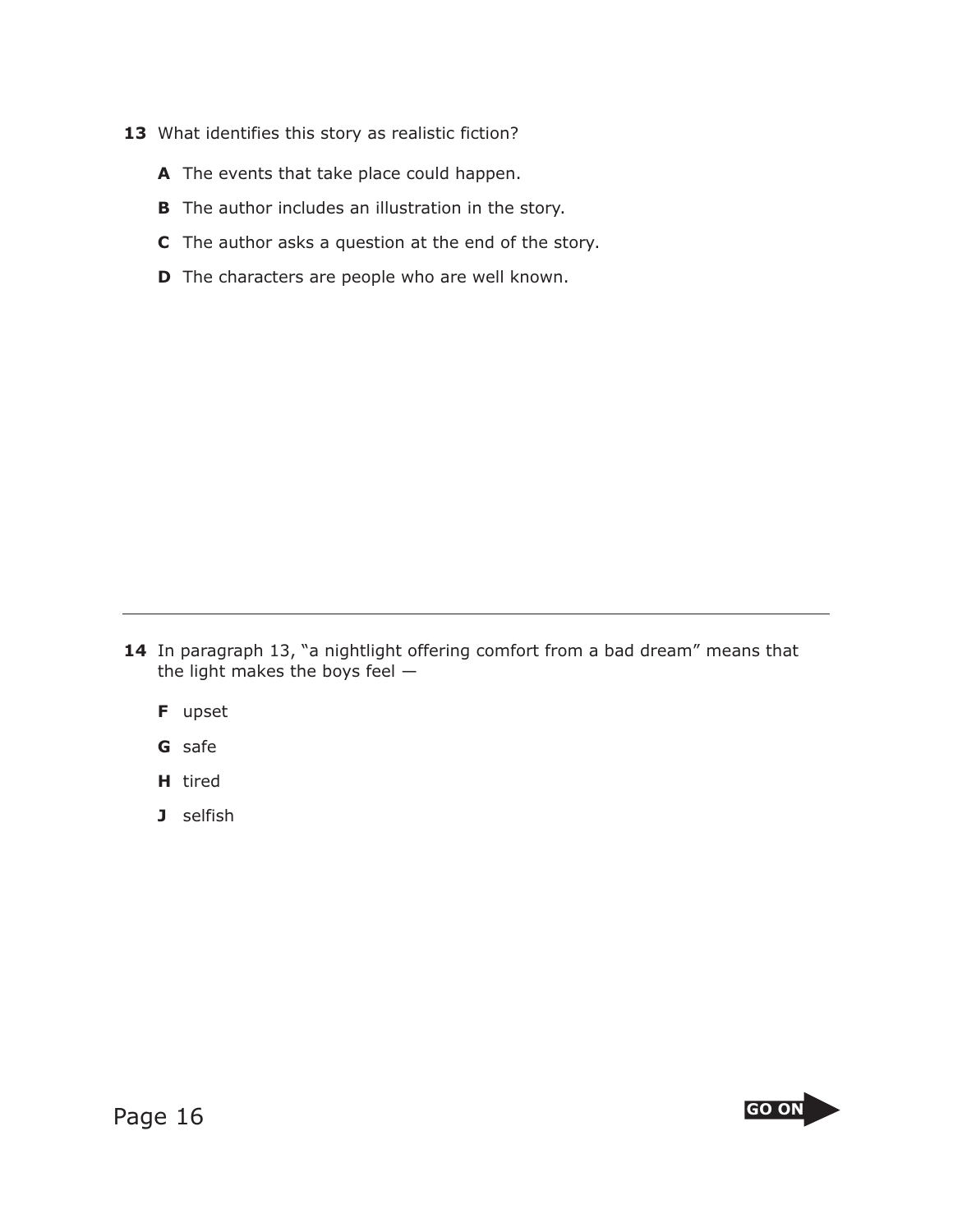**13** What identifies this story as realistic fiction?

**A** The events that take place could happen.

**B** The author includes an illustration in the story.

**C** The author asks a question at the end of the story.

**D** The characters are people who are well known.

---

**14** In paragraph 13, "a nightlight offering comfort from a bad dream" means that the light makes the boys feel —

**F** upset

**G** safe

**H** tired

**J** selfish

GO ON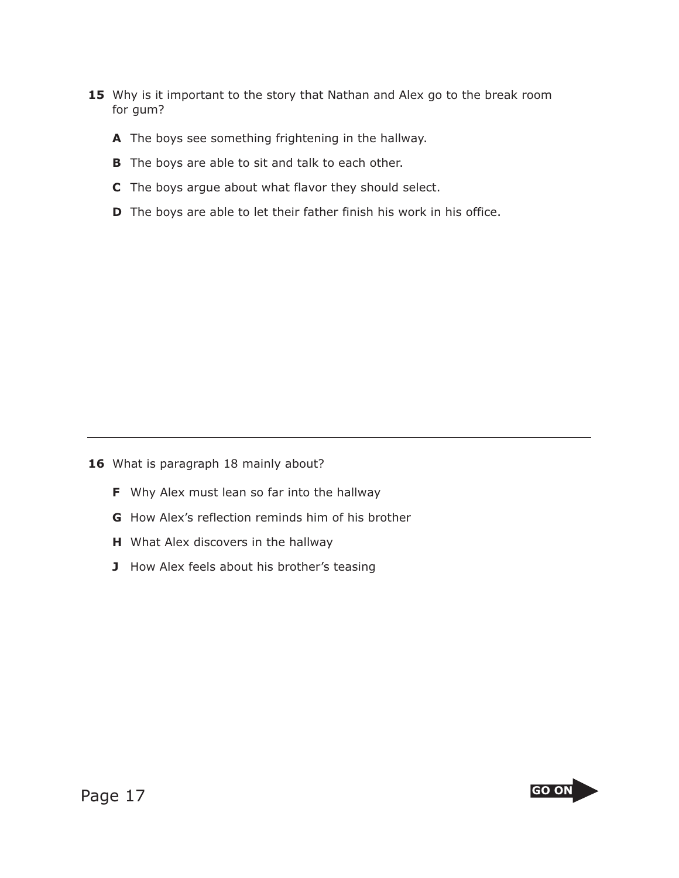**15** Why is it important to the story that Nathan and Alex go to the break room for gum?

- **A** The boys see something frightening in the hallway.
- **B** The boys are able to sit and talk to each other.
- **C** The boys argue about what flavor they should select.
- **D** The boys are able to let their father finish his work in his office.

---

**16** What is paragraph 18 mainly about?

- **F** Why Alex must lean so far into the hallway
- **G** How Alex's reflection reminds him of his brother
- **H** What Alex discovers in the hallway
- **J** How Alex feels about his brother's teasing

GO ON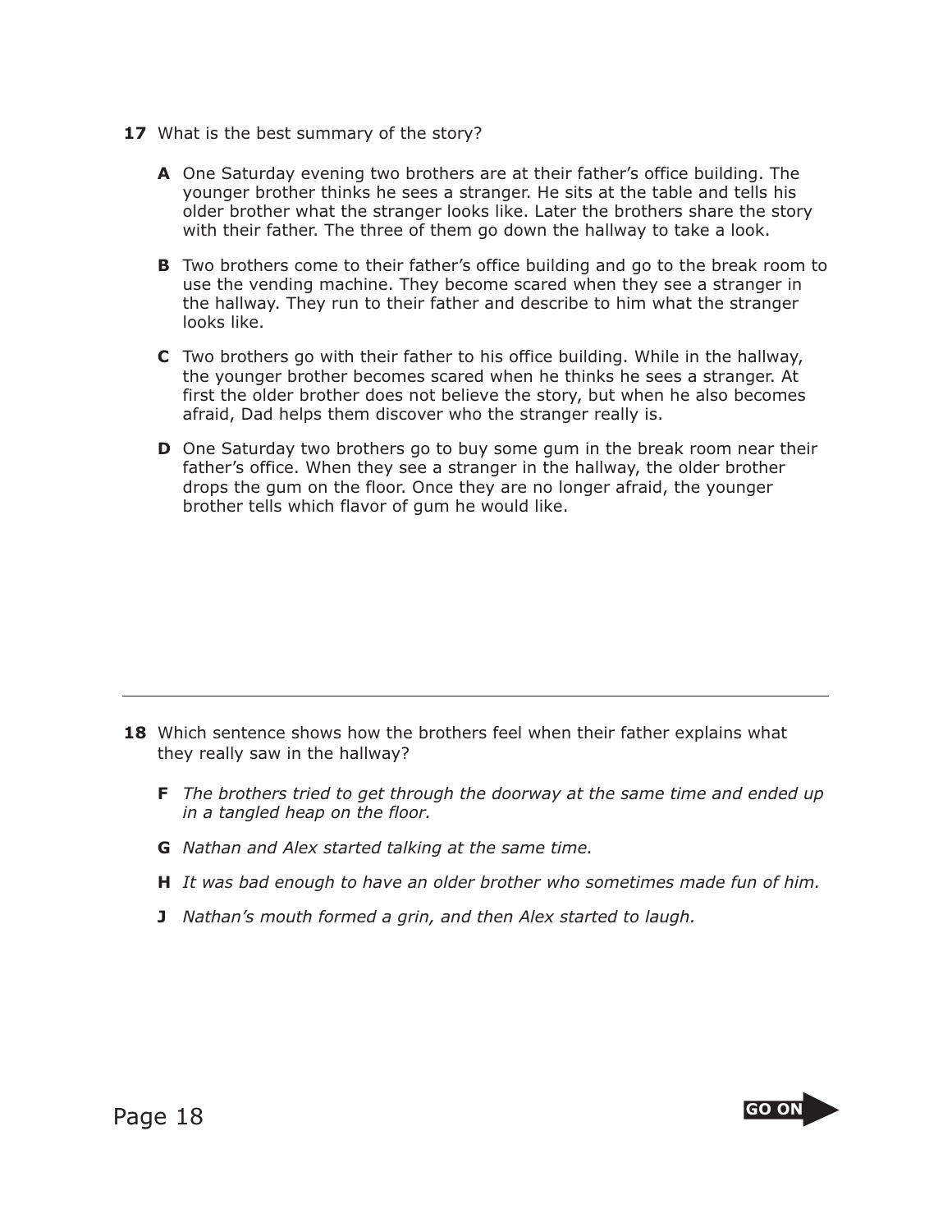**17** What is the best summary of the story?

**A** One Saturday evening two brothers are at their father's office building. The younger brother thinks he sees a stranger. He sits at the table and tells his older brother what the stranger looks like. Later the brothers share the story with their father. The three of them go down the hallway to take a look.

**B** Two brothers come to their father's office building and go to the break room to use the vending machine. They become scared when they see a stranger in the hallway. They run to their father and describe to him what the stranger looks like.

**C** Two brothers go with their father to his office building. While in the hallway, the younger brother becomes scared when he thinks he sees a stranger. At first the older brother does not believe the story, but when he also becomes afraid, Dad helps them discover who the stranger really is.

**D** One Saturday two brothers go to buy some gum in the break room near their father's office. When they see a stranger in the hallway, the older brother drops the gum on the floor. Once they are no longer afraid, the younger brother tells which flavor of gum he would like.

---

**18** Which sentence shows how the brothers feel when their father explains what they really saw in the hallway?

**F** *The brothers tried to get through the doorway at the same time and ended up in a tangled heap on the floor.*

**G** *Nathan and Alex started talking at the same time.*

**H** *It was bad enough to have an older brother who sometimes made fun of him.*

**J** *Nathan's mouth formed a grin, and then Alex started to laugh.*

GO ON